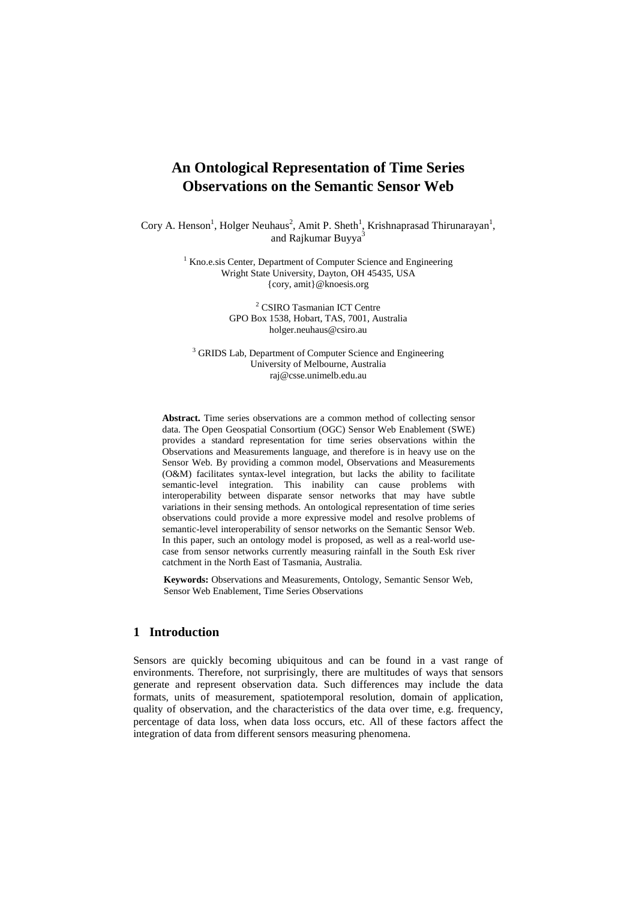# An Ontological Representation of Time Series Observations on the Semantic Sensor Web

Cory A. Henson[1], Holger Neuhaus[2], Amit P. Sheth[1], Krishnaprasad Thirunarayan[1], and Rajkumar Buyya[3]

[1] Kno.e.sis Center, Department of Computer Science and Engineering
Wright State University, Dayton, OH 45435, USA
{cory, amit}@knoesis.org

[2] CSIRO Tasmanian ICT Centre
GPO Box 1538, Hobart, TAS, 7001, Australia
holger.neuhaus@csiro.au

[3] GRIDS Lab, Department of Computer Science and Engineering
University of Melbourne, Australia
raj@csse.unimelb.edu.au

**Abstract.** Time series observations are a common method of collecting sensor data. The Open Geospatial Consortium (OGC) Sensor Web Enablement (SWE) provides a standard representation for time series observations within the Observations and Measurements language, and therefore is in heavy use on the Sensor Web. By providing a common model, Observations and Measurements (O&M) facilitates syntax-level integration, but lacks the ability to facilitate semantic-level integration. This inability can cause problems with interoperability between disparate sensor networks that may have subtle variations in their sensing methods. An ontological representation of time series observations could provide a more expressive model and resolve problems of semantic-level interoperability of sensor networks on the Semantic Sensor Web. In this paper, such an ontology model is proposed, as well as a real-world use-case from sensor networks currently measuring rainfall in the South Esk river catchment in the North East of Tasmania, Australia.

**Keywords:** Observations and Measurements, Ontology, Semantic Sensor Web, Sensor Web Enablement, Time Series Observations

## 1 Introduction

Sensors are quickly becoming ubiquitous and can be found in a vast range of environments. Therefore, not surprisingly, there are multitudes of ways that sensors generate and represent observation data. Such differences may include the data formats, units of measurement, spatiotemporal resolution, domain of application, quality of observation, and the characteristics of the data over time, e.g. frequency, percentage of data loss, when data loss occurs, etc. All of these factors affect the integration of data from different sensors measuring phenomena.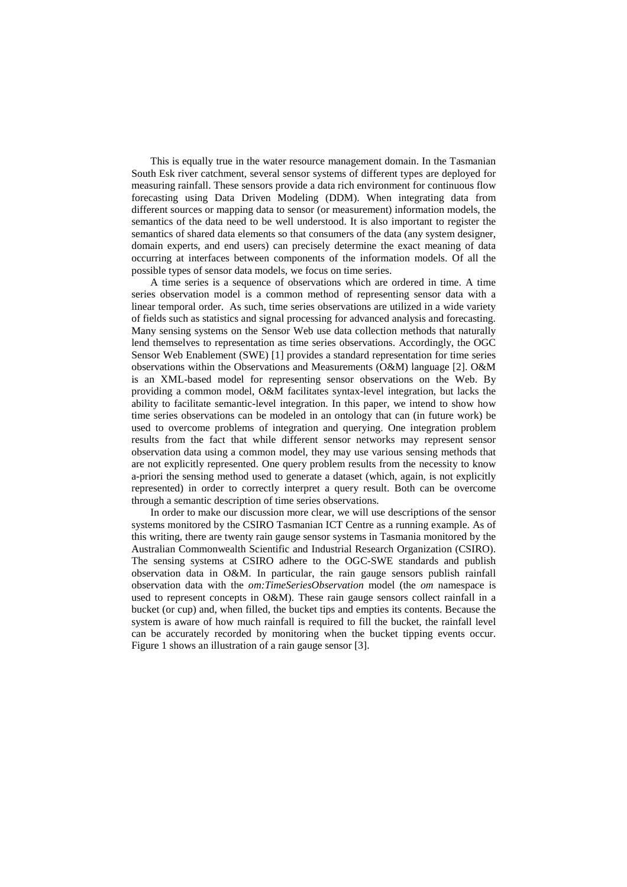This is equally true in the water resource management domain. In the Tasmanian South Esk river catchment, several sensor systems of different types are deployed for measuring rainfall. These sensors provide a data rich environment for continuous flow forecasting using Data Driven Modeling (DDM). When integrating data from different sources or mapping data to sensor (or measurement) information models, the semantics of the data need to be well understood. It is also important to register the semantics of shared data elements so that consumers of the data (any system designer, domain experts, and end users) can precisely determine the exact meaning of data occurring at interfaces between components of the information models. Of all the possible types of sensor data models, we focus on time series.

A time series is a sequence of observations which are ordered in time. A time series observation model is a common method of representing sensor data with a linear temporal order. As such, time series observations are utilized in a wide variety of fields such as statistics and signal processing for advanced analysis and forecasting. Many sensing systems on the Sensor Web use data collection methods that naturally lend themselves to representation as time series observations. Accordingly, the OGC Sensor Web Enablement (SWE) [1] provides a standard representation for time series observations within the Observations and Measurements (O&M) language [2]. O&M is an XML-based model for representing sensor observations on the Web. By providing a common model, O&M facilitates syntax-level integration, but lacks the ability to facilitate semantic-level integration. In this paper, we intend to show how time series observations can be modeled in an ontology that can (in future work) be used to overcome problems of integration and querying. One integration problem results from the fact that while different sensor networks may represent sensor observation data using a common model, they may use various sensing methods that are not explicitly represented. One query problem results from the necessity to know a-priori the sensing method used to generate a dataset (which, again, is not explicitly represented) in order to correctly interpret a query result. Both can be overcome through a semantic description of time series observations.

In order to make our discussion more clear, we will use descriptions of the sensor systems monitored by the CSIRO Tasmanian ICT Centre as a running example. As of this writing, there are twenty rain gauge sensor systems in Tasmania monitored by the Australian Commonwealth Scientific and Industrial Research Organization (CSIRO). The sensing systems at CSIRO adhere to the OGC-SWE standards and publish observation data in O&M. In particular, the rain gauge sensors publish rainfall observation data with the *om:TimeSeriesObservation* model (the *om* namespace is used to represent concepts in O&M). These rain gauge sensors collect rainfall in a bucket (or cup) and, when filled, the bucket tips and empties its contents. Because the system is aware of how much rainfall is required to fill the bucket, the rainfall level can be accurately recorded by monitoring when the bucket tipping events occur. Figure 1 shows an illustration of a rain gauge sensor [3].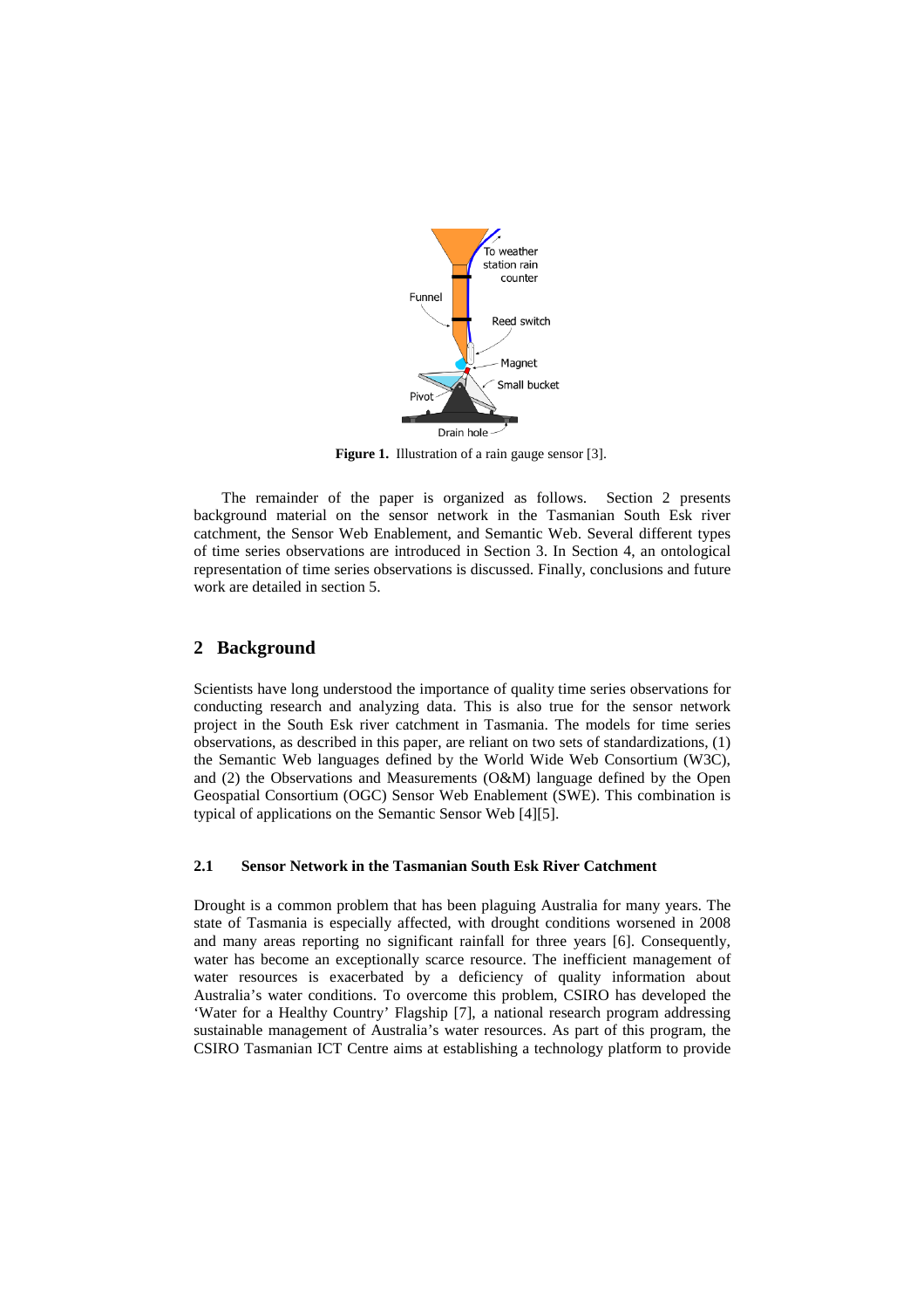**Figure 1.** Illustration of a rain gauge sensor [3].

The remainder of the paper is organized as follows. Section 2 presents background material on the sensor network in the Tasmanian South Esk river catchment, the Sensor Web Enablement, and Semantic Web. Several different types of time series observations are introduced in Section 3. In Section 4, an ontological representation of time series observations is discussed. Finally, conclusions and future work are detailed in section 5.

## 2 Background

Scientists have long understood the importance of quality time series observations for conducting research and analyzing data. This is also true for the sensor network project in the South Esk river catchment in Tasmania. The models for time series observations, as described in this paper, are reliant on two sets of standardizations, (1) the Semantic Web languages defined by the World Wide Web Consortium (W3C), and (2) the Observations and Measurements (O&M) language defined by the Open Geospatial Consortium (OGC) Sensor Web Enablement (SWE). This combination is typical of applications on the Semantic Sensor Web [4][5].

### 2.1 Sensor Network in the Tasmanian South Esk River Catchment

Drought is a common problem that has been plaguing Australia for many years. The state of Tasmania is especially affected, with drought conditions worsened in 2008 and many areas reporting no significant rainfall for three years [6]. Consequently, water has become an exceptionally scarce resource. The inefficient management of water resources is exacerbated by a deficiency of quality information about Australia's water conditions. To overcome this problem, CSIRO has developed the 'Water for a Healthy Country' Flagship [7], a national research program addressing sustainable management of Australia's water resources. As part of this program, the CSIRO Tasmanian ICT Centre aims at establishing a technology platform to provide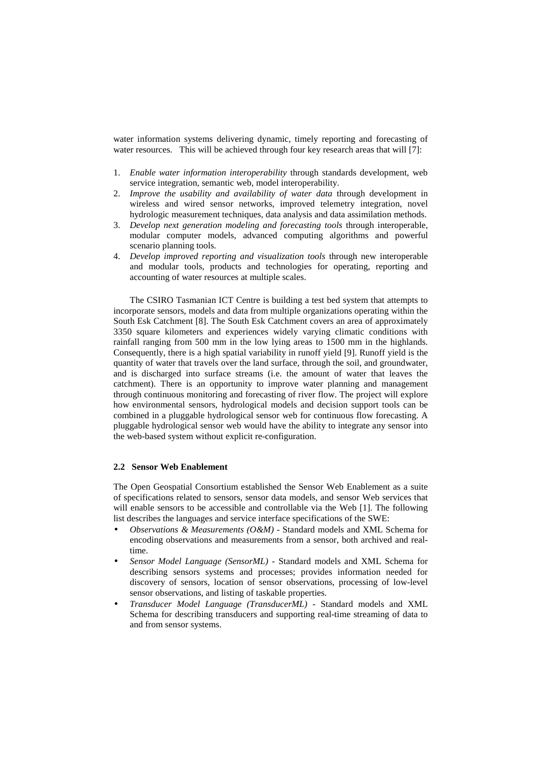water information systems delivering dynamic, timely reporting and forecasting of water resources. This will be achieved through four key research areas that will [7]:

1. *Enable water information interoperability* through standards development, web service integration, semantic web, model interoperability.
2. *Improve the usability and availability of water data* through development in wireless and wired sensor networks, improved telemetry integration, novel hydrologic measurement techniques, data analysis and data assimilation methods.
3. *Develop next generation modeling and forecasting tools* through interoperable, modular computer models, advanced computing algorithms and powerful scenario planning tools.
4. *Develop improved reporting and visualization tools* through new interoperable and modular tools, products and technologies for operating, reporting and accounting of water resources at multiple scales.

The CSIRO Tasmanian ICT Centre is building a test bed system that attempts to incorporate sensors, models and data from multiple organizations operating within the South Esk Catchment [8]. The South Esk Catchment covers an area of approximately 3350 square kilometers and experiences widely varying climatic conditions with rainfall ranging from 500 mm in the low lying areas to 1500 mm in the highlands. Consequently, there is a high spatial variability in runoff yield [9]. Runoff yield is the quantity of water that travels over the land surface, through the soil, and groundwater, and is discharged into surface streams (i.e. the amount of water that leaves the catchment). There is an opportunity to improve water planning and management through continuous monitoring and forecasting of river flow. The project will explore how environmental sensors, hydrological models and decision support tools can be combined in a pluggable hydrological sensor web for continuous flow forecasting. A pluggable hydrological sensor web would have the ability to integrate any sensor into the web-based system without explicit re-configuration.

### 2.2 Sensor Web Enablement

The Open Geospatial Consortium established the Sensor Web Enablement as a suite of specifications related to sensors, sensor data models, and sensor Web services that will enable sensors to be accessible and controllable via the Web [1]. The following list describes the languages and service interface specifications of the SWE:

- *Observations & Measurements (O&M)* - Standard models and XML Schema for encoding observations and measurements from a sensor, both archived and real-time.
- *Sensor Model Language (SensorML)* - Standard models and XML Schema for describing sensors systems and processes; provides information needed for discovery of sensors, location of sensor observations, processing of low-level sensor observations, and listing of taskable properties.
- *Transducer Model Language (TransducerML)* - Standard models and XML Schema for describing transducers and supporting real-time streaming of data to and from sensor systems.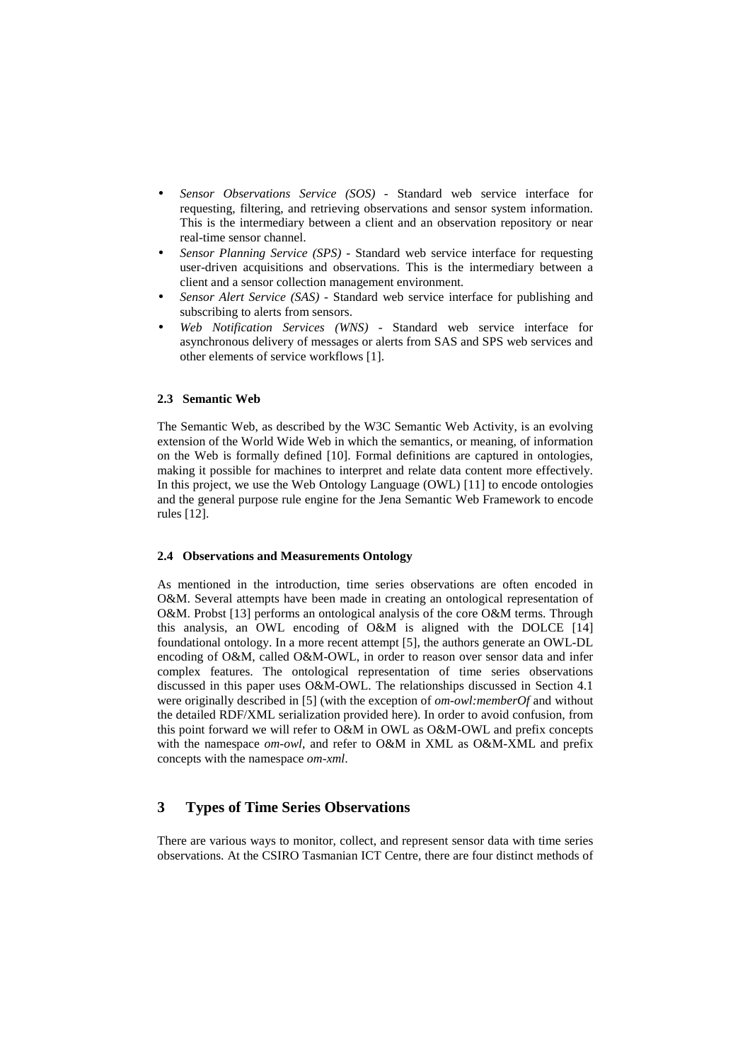- *Sensor Observations Service (SOS)* - Standard web service interface for requesting, filtering, and retrieving observations and sensor system information. This is the intermediary between a client and an observation repository or near real-time sensor channel.
- *Sensor Planning Service (SPS)* - Standard web service interface for requesting user-driven acquisitions and observations. This is the intermediary between a client and a sensor collection management environment.
- *Sensor Alert Service (SAS)* - Standard web service interface for publishing and subscribing to alerts from sensors.
- *Web Notification Services (WNS)* - Standard web service interface for asynchronous delivery of messages or alerts from SAS and SPS web services and other elements of service workflows [1].

### 2.3 Semantic Web

The Semantic Web, as described by the W3C Semantic Web Activity, is an evolving extension of the World Wide Web in which the semantics, or meaning, of information on the Web is formally defined [10]. Formal definitions are captured in ontologies, making it possible for machines to interpret and relate data content more effectively. In this project, we use the Web Ontology Language (OWL) [11] to encode ontologies and the general purpose rule engine for the Jena Semantic Web Framework to encode rules [12].

### 2.4 Observations and Measurements Ontology

As mentioned in the introduction, time series observations are often encoded in O&M. Several attempts have been made in creating an ontological representation of O&M. Probst [13] performs an ontological analysis of the core O&M terms. Through this analysis, an OWL encoding of O&M is aligned with the DOLCE [14] foundational ontology. In a more recent attempt [5], the authors generate an OWL-DL encoding of O&M, called O&M-OWL, in order to reason over sensor data and infer complex features. The ontological representation of time series observations discussed in this paper uses O&M-OWL. The relationships discussed in Section 4.1 were originally described in [5] (with the exception of *om-owl:memberOf* and without the detailed RDF/XML serialization provided here). In order to avoid confusion, from this point forward we will refer to O&M in OWL as O&M-OWL and prefix concepts with the namespace *om-owl*, and refer to O&M in XML as O&M-XML and prefix concepts with the namespace *om-xml*.

## 3 Types of Time Series Observations

There are various ways to monitor, collect, and represent sensor data with time series observations. At the CSIRO Tasmanian ICT Centre, there are four distinct methods of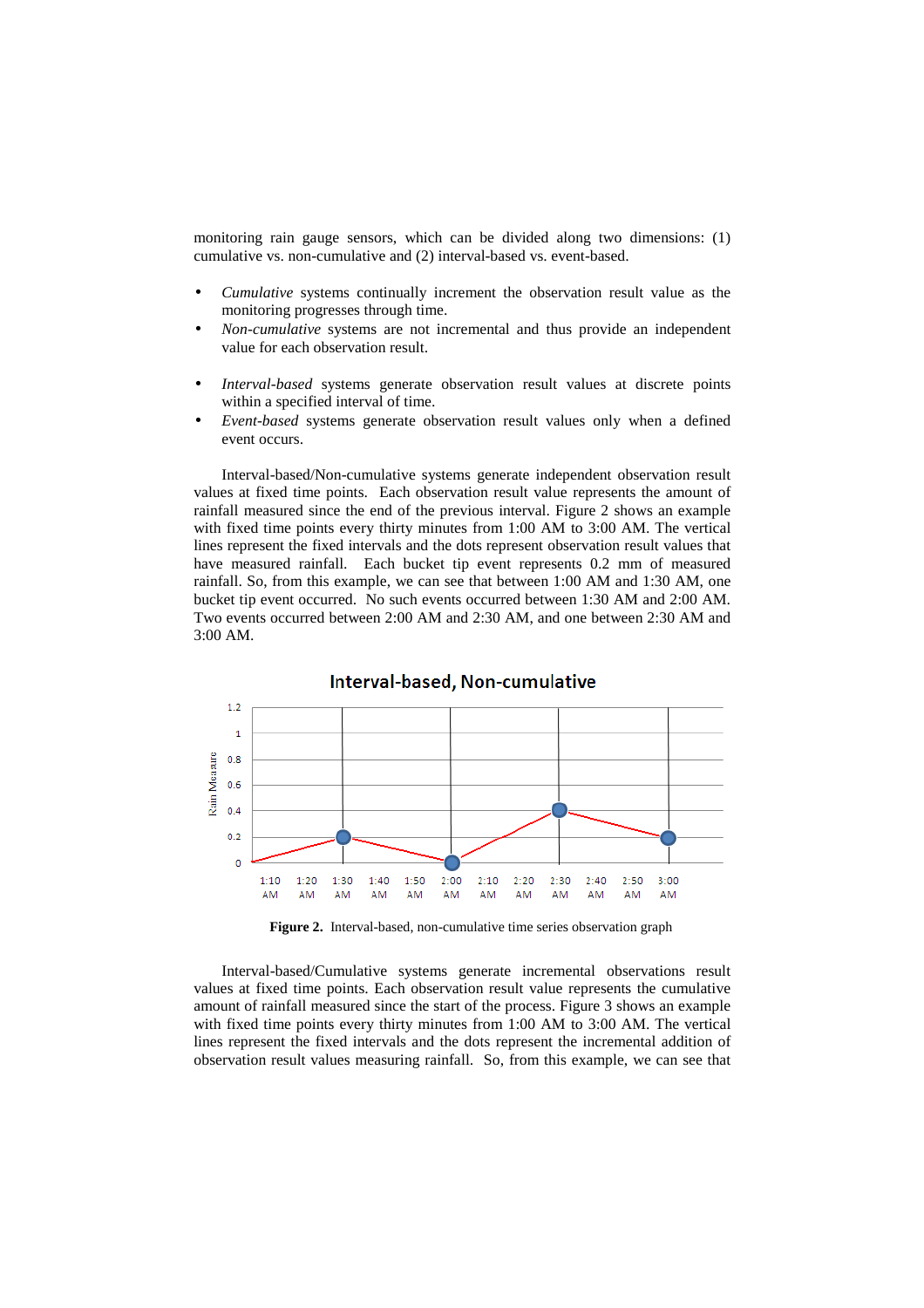monitoring rain gauge sensors, which can be divided along two dimensions: (1) cumulative vs. non-cumulative and (2) interval-based vs. event-based.

- *Cumulative* systems continually increment the observation result value as the monitoring progresses through time.
- *Non-cumulative* systems are not incremental and thus provide an independent value for each observation result.

- *Interval-based* systems generate observation result values at discrete points within a specified interval of time.
- *Event-based* systems generate observation result values only when a defined event occurs.

Interval-based/Non-cumulative systems generate independent observation result values at fixed time points. Each observation result value represents the amount of rainfall measured since the end of the previous interval. Figure 2 shows an example with fixed time points every thirty minutes from 1:00 AM to 3:00 AM. The vertical lines represent the fixed intervals and the dots represent observation result values that have measured rainfall. Each bucket tip event represents 0.2 mm of measured rainfall. So, from this example, we can see that between 1:00 AM and 1:30 AM, one bucket tip event occurred. No such events occurred between 1:30 AM and 2:00 AM. Two events occurred between 2:00 AM and 2:30 AM, and one between 2:30 AM and 3:00 AM.

**Figure 2.** Interval-based, non-cumulative time series observation graph

Interval-based/Cumulative systems generate incremental observations result values at fixed time points. Each observation result value represents the cumulative amount of rainfall measured since the start of the process. Figure 3 shows an example with fixed time points every thirty minutes from 1:00 AM to 3:00 AM. The vertical lines represent the fixed intervals and the dots represent the incremental addition of observation result values measuring rainfall. So, from this example, we can see that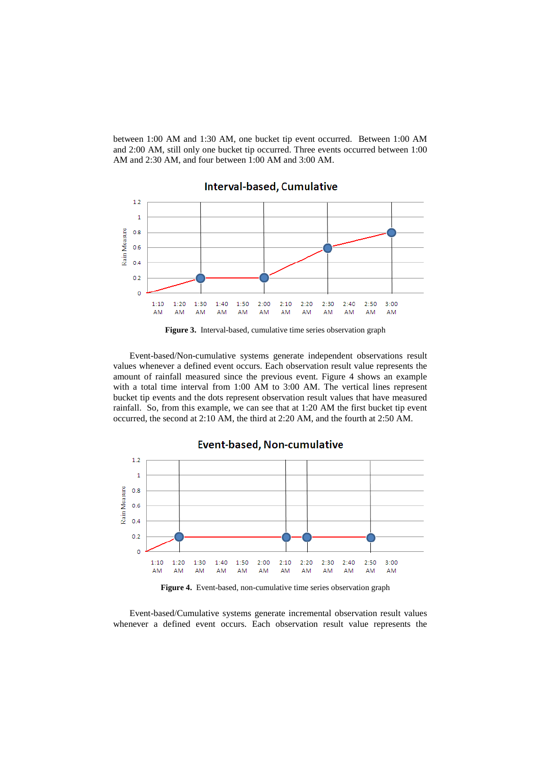between 1:00 AM and 1:30 AM, one bucket tip event occurred. Between 1:00 AM and 2:00 AM, still only one bucket tip occurred. Three events occurred between 1:00 AM and 2:30 AM, and four between 1:00 AM and 3:00 AM.

**Figure 3.** Interval-based, cumulative time series observation graph

Event-based/Non-cumulative systems generate independent observations result values whenever a defined event occurs. Each observation result value represents the amount of rainfall measured since the previous event. Figure 4 shows an example with a total time interval from 1:00 AM to 3:00 AM. The vertical lines represent bucket tip events and the dots represent observation result values that have measured rainfall. So, from this example, we can see that at 1:20 AM the first bucket tip event occurred, the second at 2:10 AM, the third at 2:20 AM, and the fourth at 2:50 AM.

**Figure 4.** Event-based, non-cumulative time series observation graph

Event-based/Cumulative systems generate incremental observation result values whenever a defined event occurs. Each observation result value represents the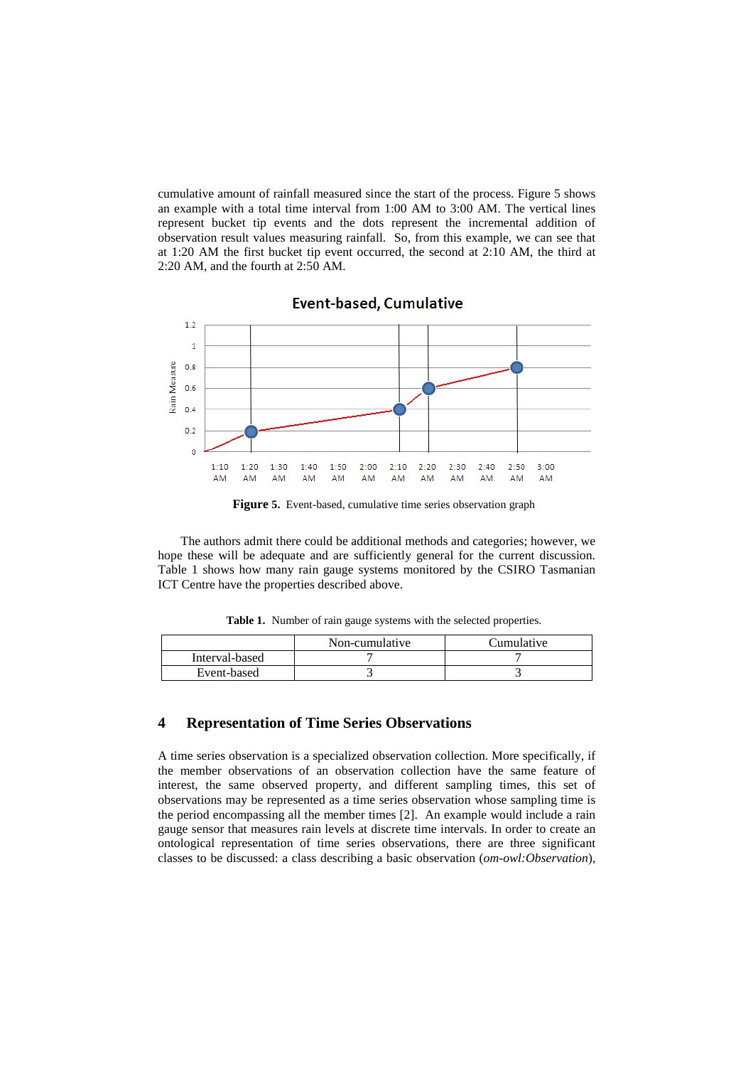cumulative amount of rainfall measured since the start of the process. Figure 5 shows an example with a total time interval from 1:00 AM to 3:00 AM. The vertical lines represent bucket tip events and the dots represent the incremental addition of observation result values measuring rainfall. So, from this example, we can see that at 1:20 AM the first bucket tip event occurred, the second at 2:10 AM, the third at 2:20 AM, and the fourth at 2:50 AM.

**Figure 5.** Event-based, cumulative time series observation graph

The authors admit there could be additional methods and categories; however, we hope these will be adequate and are sufficiently general for the current discussion. Table 1 shows how many rain gauge systems monitored by the CSIRO Tasmanian ICT Centre have the properties described above.

**Table 1.** Number of rain gauge systems with the selected properties.

| | Non-cumulative | Cumulative |
|---|---|---|
| Interval-based | 7 | 7 |
| Event-based | 3 | 3 |

## 4 Representation of Time Series Observations

A time series observation is a specialized observation collection. More specifically, if the member observations of an observation collection have the same feature of interest, the same observed property, and different sampling times, this set of observations may be represented as a time series observation whose sampling time is the period encompassing all the member times [2]. An example would include a rain gauge sensor that measures rain levels at discrete time intervals. In order to create an ontological representation of time series observations, there are three significant classes to be discussed: a class describing a basic observation (*om-owl:Observation*),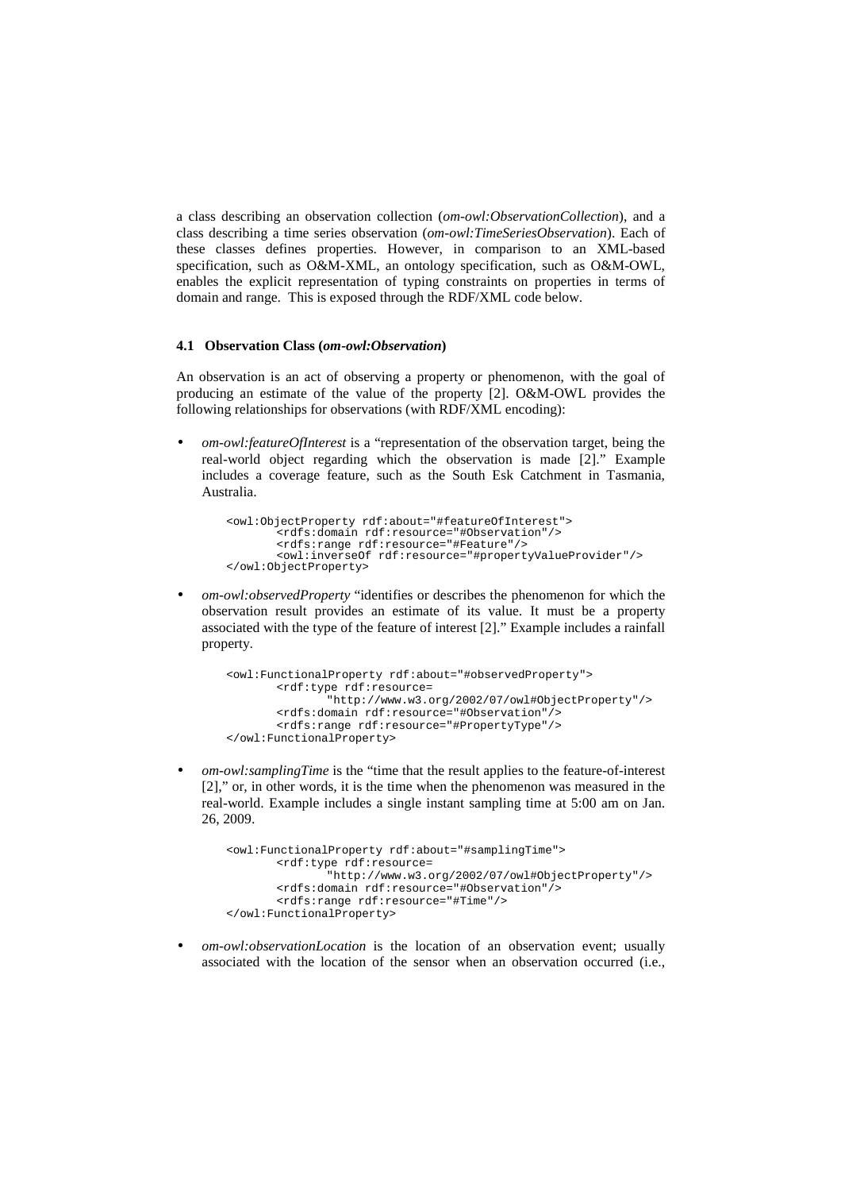a class describing an observation collection (*om-owl:ObservationCollection*), and a class describing a time series observation (*om-owl:TimeSeriesObservation*). Each of these classes defines properties. However, in comparison to an XML-based specification, such as O&M-XML, an ontology specification, such as O&M-OWL, enables the explicit representation of typing constraints on properties in terms of domain and range. This is exposed through the RDF/XML code below.

### 4.1 Observation Class (*om-owl:Observation*)

An observation is an act of observing a property or phenomenon, with the goal of producing an estimate of the value of the property [2]. O&M-OWL provides the following relationships for observations (with RDF/XML encoding):

- *om-owl:featureOfInterest* is a "representation of the observation target, being the real-world object regarding which the observation is made [2]." Example includes a coverage feature, such as the South Esk Catchment in Tasmania, Australia.

```
<owl:ObjectProperty rdf:about="#featureOfInterest">
       <rdfs:domain rdf:resource="#Observation"/>
       <rdfs:range rdf:resource="#Feature"/>
       <owl:inverseOf rdf:resource="#propertyValueProvider"/>
</owl:ObjectProperty>
```

- *om-owl:observedProperty* "identifies or describes the phenomenon for which the observation result provides an estimate of its value. It must be a property associated with the type of the feature of interest [2]." Example includes a rainfall property.

```
<owl:FunctionalProperty rdf:about="#observedProperty">
       <rdf:type rdf:resource=
              "http://www.w3.org/2002/07/owl#ObjectProperty"/>
       <rdfs:domain rdf:resource="#Observation"/>
       <rdfs:range rdf:resource="#PropertyType"/>
</owl:FunctionalProperty>
```

- *om-owl:samplingTime* is the "time that the result applies to the feature-of-interest [2]," or, in other words, it is the time when the phenomenon was measured in the real-world. Example includes a single instant sampling time at 5:00 am on Jan. 26, 2009.

```
<owl:FunctionalProperty rdf:about="#samplingTime">
       <rdf:type rdf:resource=
              "http://www.w3.org/2002/07/owl#ObjectProperty"/>
       <rdfs:domain rdf:resource="#Observation"/>
       <rdfs:range rdf:resource="#Time"/>
</owl:FunctionalProperty>
```

- *om-owl:observationLocation* is the location of an observation event; usually associated with the location of the sensor when an observation occurred (i.e.,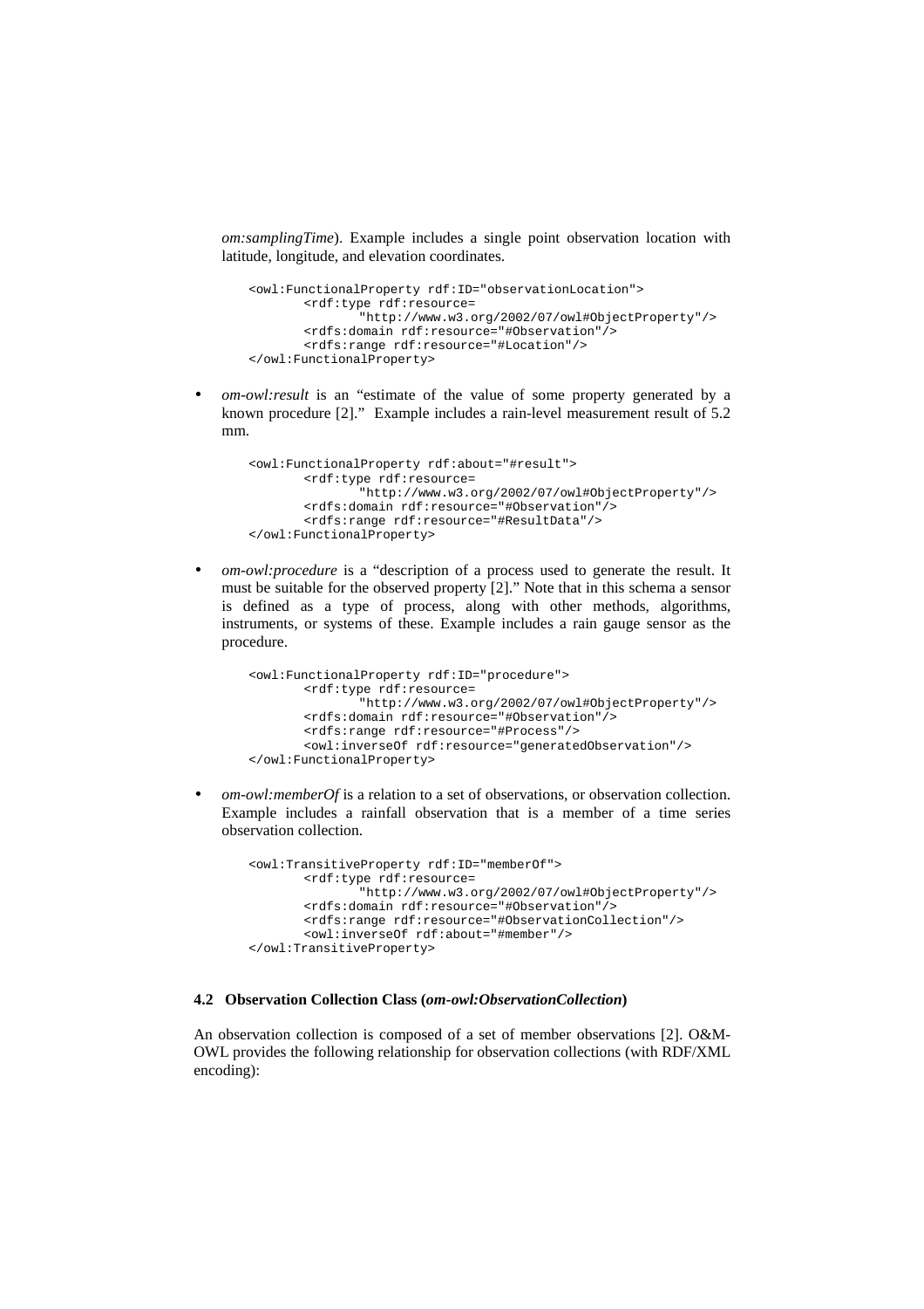*om:samplingTime*). Example includes a single point observation location with latitude, longitude, and elevation coordinates.

```
<owl:FunctionalProperty rdf:ID="observationLocation">
        <rdf:type rdf:resource=
                "http://www.w3.org/2002/07/owl#ObjectProperty"/>
        <rdfs:domain rdf:resource="#Observation"/>
        <rdfs:range rdf:resource="#Location"/>
</owl:FunctionalProperty>
```

- *om-owl:result* is an "estimate of the value of some property generated by a known procedure [2]." Example includes a rain-level measurement result of 5.2 mm.

```
<owl:FunctionalProperty rdf:about="#result">
        <rdf:type rdf:resource=
                "http://www.w3.org/2002/07/owl#ObjectProperty"/>
        <rdfs:domain rdf:resource="#Observation"/>
        <rdfs:range rdf:resource="#ResultData"/>
</owl:FunctionalProperty>
```

- *om-owl:procedure* is a "description of a process used to generate the result. It must be suitable for the observed property [2]." Note that in this schema a sensor is defined as a type of process, along with other methods, algorithms, instruments, or systems of these. Example includes a rain gauge sensor as the procedure.

```
<owl:FunctionalProperty rdf:ID="procedure">
        <rdf:type rdf:resource=
                "http://www.w3.org/2002/07/owl#ObjectProperty"/>
        <rdfs:domain rdf:resource="#Observation"/>
        <rdfs:range rdf:resource="#Process"/>
        <owl:inverseOf rdf:resource="generatedObservation"/>
</owl:FunctionalProperty>
```

- *om-owl:memberOf* is a relation to a set of observations, or observation collection. Example includes a rainfall observation that is a member of a time series observation collection.

```
<owl:TransitiveProperty rdf:ID="memberOf">
        <rdf:type rdf:resource=
                "http://www.w3.org/2002/07/owl#ObjectProperty"/>
        <rdfs:domain rdf:resource="#Observation"/>
        <rdfs:range rdf:resource="#ObservationCollection"/>
        <owl:inverseOf rdf:about="#member"/>
</owl:TransitiveProperty>
```

### 4.2 Observation Collection Class (*om-owl:ObservationCollection*)

An observation collection is composed of a set of member observations [2]. O&M-OWL provides the following relationship for observation collections (with RDF/XML encoding):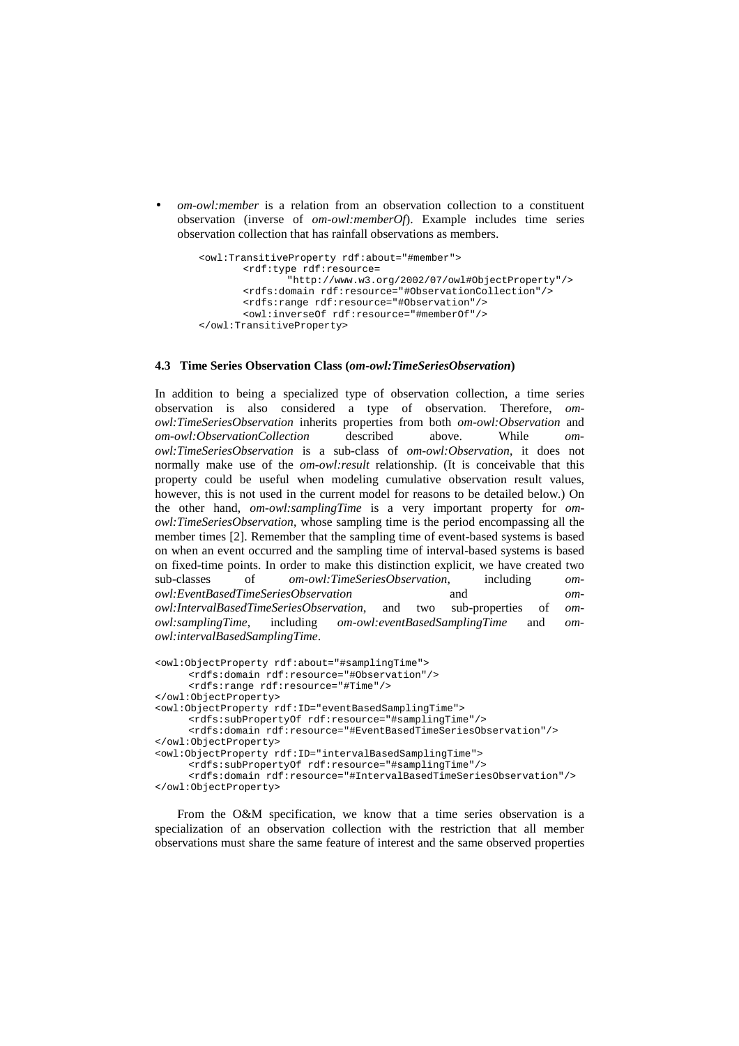- *om-owl:member* is a relation from an observation collection to a constituent observation (inverse of *om-owl:memberOf*). Example includes time series observation collection that has rainfall observations as members.

```
<owl:TransitiveProperty rdf:about="#member">
       <rdf:type rdf:resource=
              "http://www.w3.org/2002/07/owl#ObjectProperty"/>
       <rdfs:domain rdf:resource="#ObservationCollection"/>
       <rdfs:range rdf:resource="#Observation"/>
       <owl:inverseOf rdf:resource="#memberOf"/>
</owl:TransitiveProperty>
```

### 4.3 Time Series Observation Class (*om-owl:TimeSeriesObservation*)

In addition to being a specialized type of observation collection, a time series observation is also considered a type of observation. Therefore, *om-owl:TimeSeriesObservation* inherits properties from both *om-owl:Observation* and *om-owl:ObservationCollection* described above. While *om-owl:TimeSeriesObservation* is a sub-class of *om-owl:Observation*, it does not normally make use of the *om-owl:result* relationship. (It is conceivable that this property could be useful when modeling cumulative observation result values, however, this is not used in the current model for reasons to be detailed below.) On the other hand, *om-owl:samplingTime* is a very important property for *om-owl:TimeSeriesObservation*, whose sampling time is the period encompassing all the member times [2]. Remember that the sampling time of event-based systems is based on when an event occurred and the sampling time of interval-based systems is based on fixed-time points. In order to make this distinction explicit, we have created two sub-classes of *om-owl:TimeSeriesObservation*, including *om-owl:EventBasedTimeSeriesObservation* and *om-owl:IntervalBasedTimeSeriesObservation*, and two sub-properties of *om-owl:samplingTime*, including *om-owl:eventBasedSamplingTime* and *om-owl:intervalBasedSamplingTime*.

```
<owl:ObjectProperty rdf:about="#samplingTime">
     <rdfs:domain rdf:resource="#Observation"/>
     <rdfs:range rdf:resource="#Time"/>
</owl:ObjectProperty>
<owl:ObjectProperty rdf:ID="eventBasedSamplingTime">
     <rdfs:subPropertyOf rdf:resource="#samplingTime"/>
     <rdfs:domain rdf:resource="#EventBasedTimeSeriesObservation"/>
</owl:ObjectProperty>
<owl:ObjectProperty rdf:ID="intervalBasedSamplingTime">
     <rdfs:subPropertyOf rdf:resource="#samplingTime"/>
     <rdfs:domain rdf:resource="#IntervalBasedTimeSeriesObservation"/>
</owl:ObjectProperty>
```

From the O&M specification, we know that a time series observation is a specialization of an observation collection with the restriction that all member observations must share the same feature of interest and the same observed properties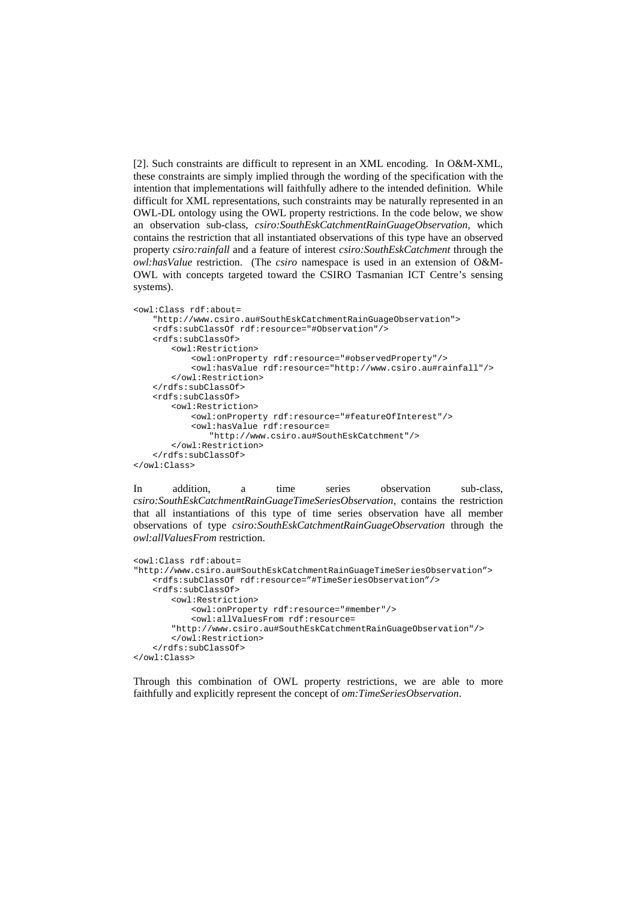[2]. Such constraints are difficult to represent in an XML encoding. In O&M-XML, these constraints are simply implied through the wording of the specification with the intention that implementations will faithfully adhere to the intended definition. While difficult for XML representations, such constraints may be naturally represented in an OWL-DL ontology using the OWL property restrictions. In the code below, we show an observation sub-class, *csiro:SouthEskCatchmentRainGuageObservation*, which contains the restriction that all instantiated observations of this type have an observed property *csiro:rainfall* and a feature of interest *csiro:SouthEskCatchment* through the *owl:hasValue* restriction. (The *csiro* namespace is used in an extension of O&M-OWL with concepts targeted toward the CSIRO Tasmanian ICT Centre's sensing systems).

```
<owl:Class rdf:about=
    "http://www.csiro.au#SouthEskCatchmentRainGuageObservation">
    <rdfs:subClassOf rdf:resource="#Observation"/>
    <rdfs:subClassOf>
        <owl:Restriction>
            <owl:onProperty rdf:resource="#observedProperty"/>
            <owl:hasValue rdf:resource="http://www.csiro.au#rainfall"/>
        </owl:Restriction>
    </rdfs:subClassOf>
    <rdfs:subClassOf>
        <owl:Restriction>
            <owl:onProperty rdf:resource="#featureOfInterest"/>
            <owl:hasValue rdf:resource=
                "http://www.csiro.au#SouthEskCatchment"/>
        </owl:Restriction>
    </rdfs:subClassOf>
</owl:Class>
```

In addition, a time series observation sub-class, *csiro:SouthEskCatchmentRainGuageTimeSeriesObservation*, contains the restriction that all instantiations of this type of time series observation have all member observations of type *csiro:SouthEskCatchmentRainGuageObservation* through the *owl:allValuesFrom* restriction.

```
<owl:Class rdf:about=
"http://www.csiro.au#SouthEskCatchmentRainGuageTimeSeriesObservation">
    <rdfs:subClassOf rdf:resource="#TimeSeriesObservation"/>
    <rdfs:subClassOf>
        <owl:Restriction>
            <owl:onProperty rdf:resource="#member"/>
            <owl:allValuesFrom rdf:resource=
        "http://www.csiro.au#SouthEskCatchmentRainGuageObservation"/>
        </owl:Restriction>
    </rdfs:subClassOf>
</owl:Class>
```

Through this combination of OWL property restrictions, we are able to more faithfully and explicitly represent the concept of *om:TimeSeriesObservation*.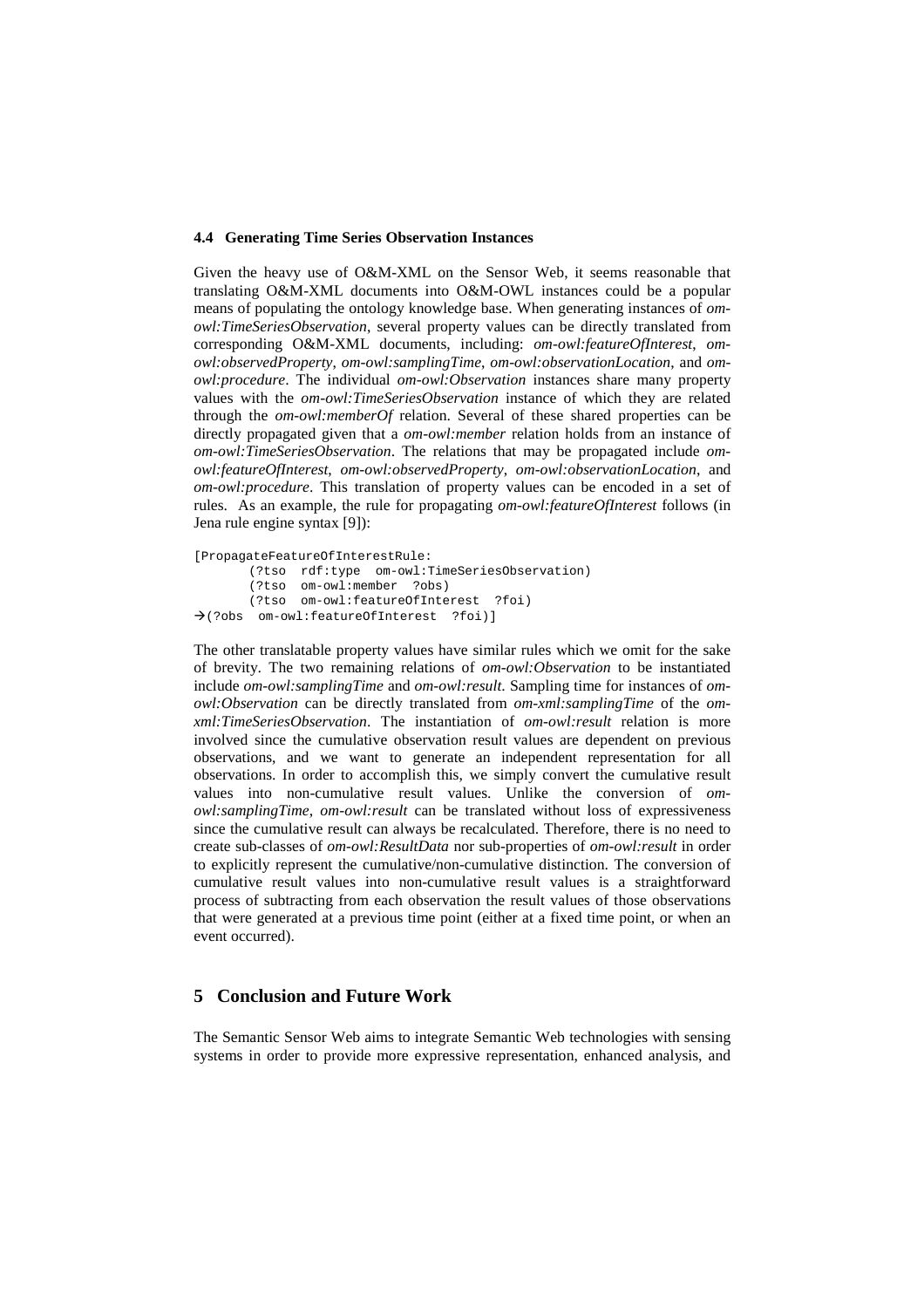### 4.4 Generating Time Series Observation Instances

Given the heavy use of O&M-XML on the Sensor Web, it seems reasonable that translating O&M-XML documents into O&M-OWL instances could be a popular means of populating the ontology knowledge base. When generating instances of *om-owl:TimeSeriesObservation*, several property values can be directly translated from corresponding O&M-XML documents, including: *om-owl:featureOfInterest*, *om-owl:observedProperty*, *om-owl:samplingTime*, *om-owl:observationLocation*, and *om-owl:procedure*. The individual *om-owl:Observation* instances share many property values with the *om-owl:TimeSeriesObservation* instance of which they are related through the *om-owl:memberOf* relation. Several of these shared properties can be directly propagated given that a *om-owl:member* relation holds from an instance of *om-owl:TimeSeriesObservation*. The relations that may be propagated include *om-owl:featureOfInterest*, *om-owl:observedProperty*, *om-owl:observationLocation*, and *om-owl:procedure*. This translation of property values can be encoded in a set of rules. As an example, the rule for propagating *om-owl:featureOfInterest* follows (in Jena rule engine syntax [9]):

```
[PropagateFeatureOfInterestRule:
       (?tso  rdf:type  om-owl:TimeSeriesObservation)
       (?tso  om-owl:member  ?obs)
       (?tso  om-owl:featureOfInterest  ?foi)
→(?obs  om-owl:featureOfInterest  ?foi)]
```

The other translatable property values have similar rules which we omit for the sake of brevity. The two remaining relations of *om-owl:Observation* to be instantiated include *om-owl:samplingTime* and *om-owl:result*. Sampling time for instances of *om-owl:Observation* can be directly translated from *om-xml:samplingTime* of the *om-xml:TimeSeriesObservation*. The instantiation of *om-owl:result* relation is more involved since the cumulative observation result values are dependent on previous observations, and we want to generate an independent representation for all observations. In order to accomplish this, we simply convert the cumulative result values into non-cumulative result values. Unlike the conversion of *om-owl:samplingTime*, *om-owl:result* can be translated without loss of expressiveness since the cumulative result can always be recalculated. Therefore, there is no need to create sub-classes of *om-owl:ResultData* nor sub-properties of *om-owl:result* in order to explicitly represent the cumulative/non-cumulative distinction. The conversion of cumulative result values into non-cumulative result values is a straightforward process of subtracting from each observation the result values of those observations that were generated at a previous time point (either at a fixed time point, or when an event occurred).

## 5 Conclusion and Future Work

The Semantic Sensor Web aims to integrate Semantic Web technologies with sensing systems in order to provide more expressive representation, enhanced analysis, and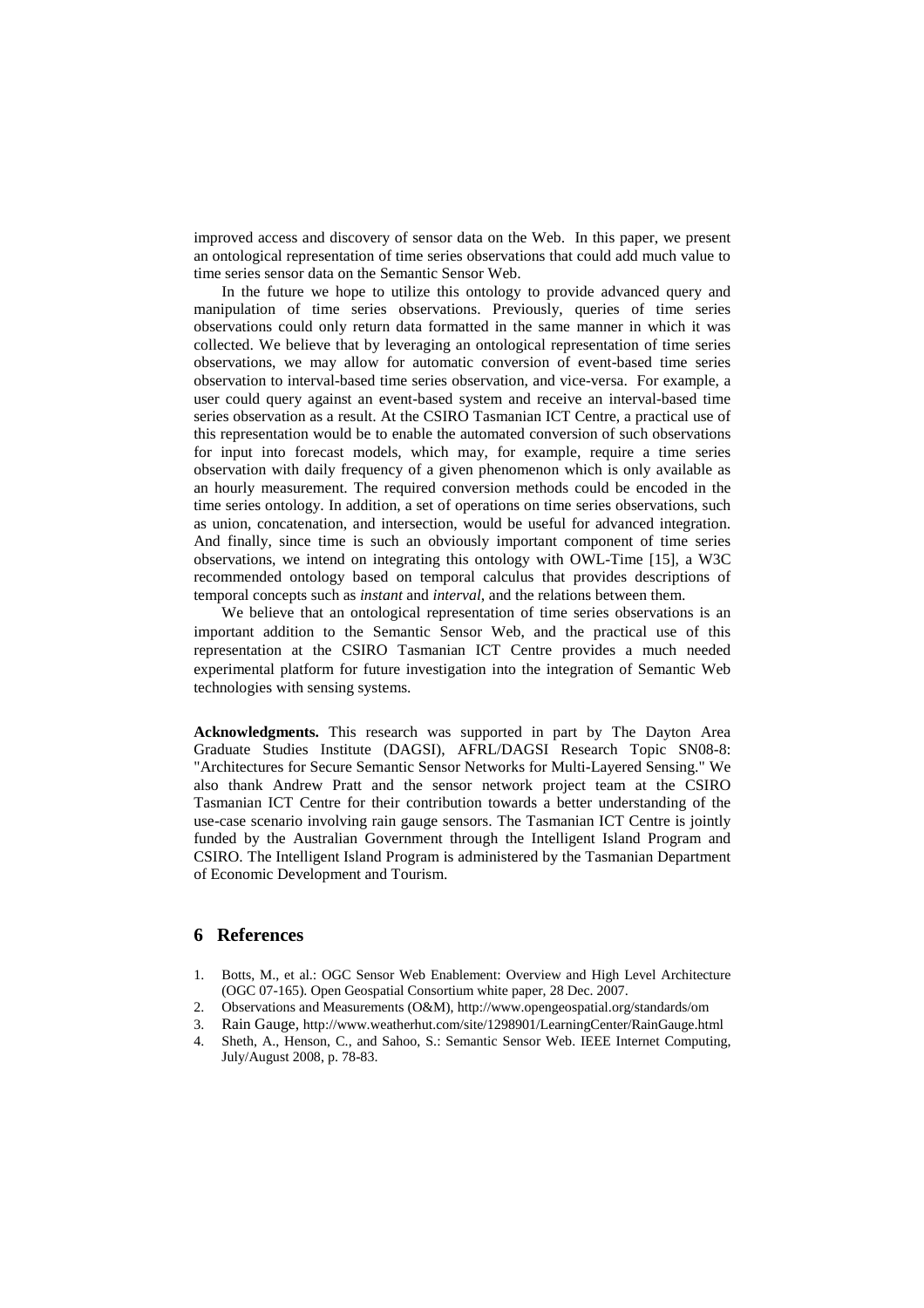improved access and discovery of sensor data on the Web. In this paper, we present an ontological representation of time series observations that could add much value to time series sensor data on the Semantic Sensor Web.

In the future we hope to utilize this ontology to provide advanced query and manipulation of time series observations. Previously, queries of time series observations could only return data formatted in the same manner in which it was collected. We believe that by leveraging an ontological representation of time series observations, we may allow for automatic conversion of event-based time series observation to interval-based time series observation, and vice-versa. For example, a user could query against an event-based system and receive an interval-based time series observation as a result. At the CSIRO Tasmanian ICT Centre, a practical use of this representation would be to enable the automated conversion of such observations for input into forecast models, which may, for example, require a time series observation with daily frequency of a given phenomenon which is only available as an hourly measurement. The required conversion methods could be encoded in the time series ontology. In addition, a set of operations on time series observations, such as union, concatenation, and intersection, would be useful for advanced integration. And finally, since time is such an obviously important component of time series observations, we intend on integrating this ontology with OWL-Time [15], a W3C recommended ontology based on temporal calculus that provides descriptions of temporal concepts such as *instant* and *interval*, and the relations between them.

We believe that an ontological representation of time series observations is an important addition to the Semantic Sensor Web, and the practical use of this representation at the CSIRO Tasmanian ICT Centre provides a much needed experimental platform for future investigation into the integration of Semantic Web technologies with sensing systems.

**Acknowledgments.** This research was supported in part by The Dayton Area Graduate Studies Institute (DAGSI), AFRL/DAGSI Research Topic SN08-8: "Architectures for Secure Semantic Sensor Networks for Multi-Layered Sensing." We also thank Andrew Pratt and the sensor network project team at the CSIRO Tasmanian ICT Centre for their contribution towards a better understanding of the use-case scenario involving rain gauge sensors. The Tasmanian ICT Centre is jointly funded by the Australian Government through the Intelligent Island Program and CSIRO. The Intelligent Island Program is administered by the Tasmanian Department of Economic Development and Tourism.

## 6 References

1. Botts, M., et al.: OGC Sensor Web Enablement: Overview and High Level Architecture (OGC 07-165). Open Geospatial Consortium white paper, 28 Dec. 2007.
2. Observations and Measurements (O&M), http://www.opengeospatial.org/standards/om
3. Rain Gauge, http://www.weatherhut.com/site/1298901/LearningCenter/RainGauge.html
4. Sheth, A., Henson, C., and Sahoo, S.: Semantic Sensor Web. IEEE Internet Computing, July/August 2008, p. 78-83.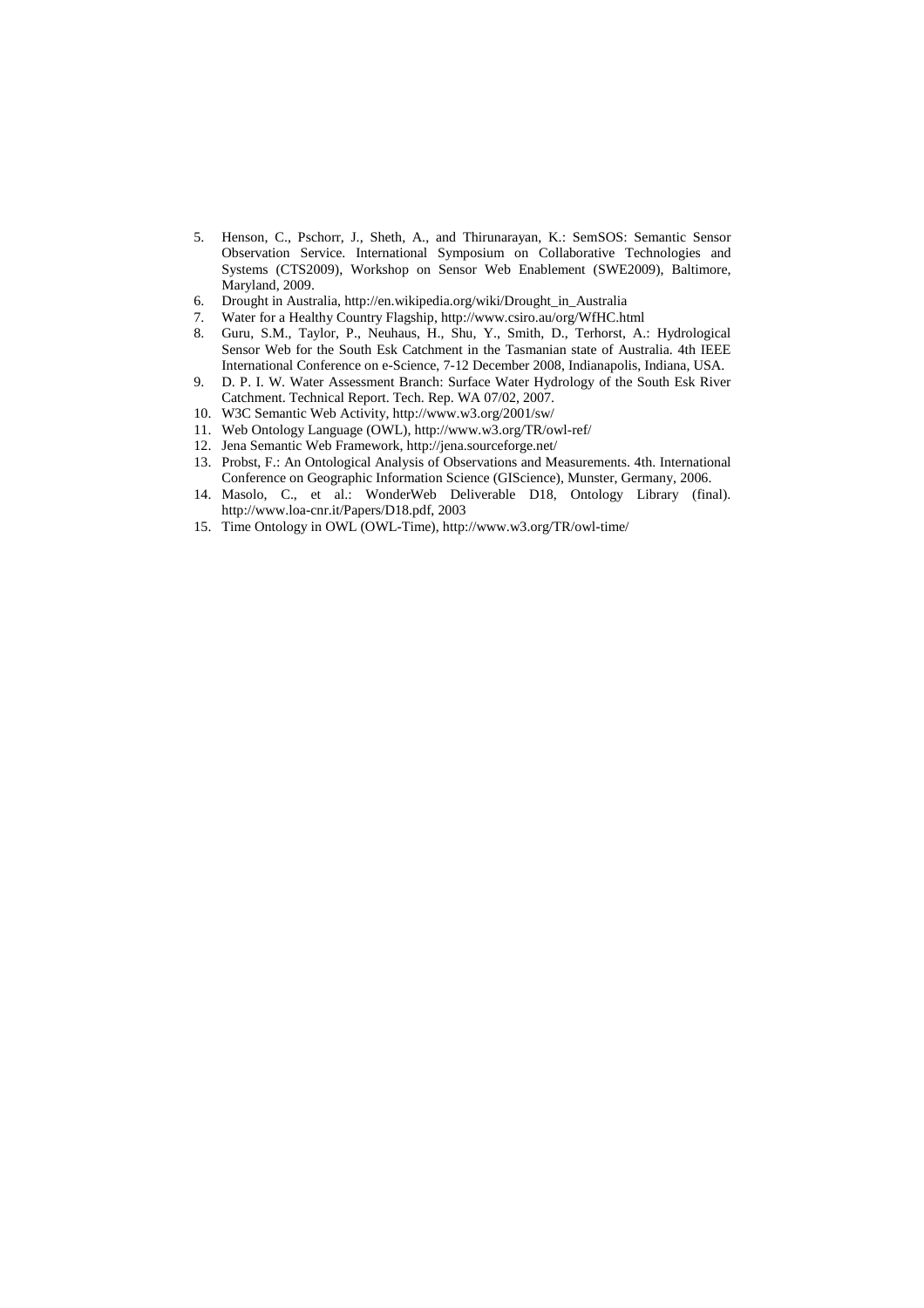5. Henson, C., Pschorr, J., Sheth, A., and Thirunarayan, K.: SemSOS: Semantic Sensor Observation Service. International Symposium on Collaborative Technologies and Systems (CTS2009), Workshop on Sensor Web Enablement (SWE2009), Baltimore, Maryland, 2009.
6. Drought in Australia, http://en.wikipedia.org/wiki/Drought_in_Australia
7. Water for a Healthy Country Flagship, http://www.csiro.au/org/WfHC.html
8. Guru, S.M., Taylor, P., Neuhaus, H., Shu, Y., Smith, D., Terhorst, A.: Hydrological Sensor Web for the South Esk Catchment in the Tasmanian state of Australia. 4th IEEE International Conference on e-Science, 7-12 December 2008, Indianapolis, Indiana, USA.
9. D. P. I. W. Water Assessment Branch: Surface Water Hydrology of the South Esk River Catchment. Technical Report. Tech. Rep. WA 07/02, 2007.
10. W3C Semantic Web Activity, http://www.w3.org/2001/sw/
11. Web Ontology Language (OWL), http://www.w3.org/TR/owl-ref/
12. Jena Semantic Web Framework, http://jena.sourceforge.net/
13. Probst, F.: An Ontological Analysis of Observations and Measurements. 4th. International Conference on Geographic Information Science (GIScience), Munster, Germany, 2006.
14. Masolo, C., et al.: WonderWeb Deliverable D18, Ontology Library (final). http://www.loa-cnr.it/Papers/D18.pdf, 2003
15. Time Ontology in OWL (OWL-Time), http://www.w3.org/TR/owl-time/